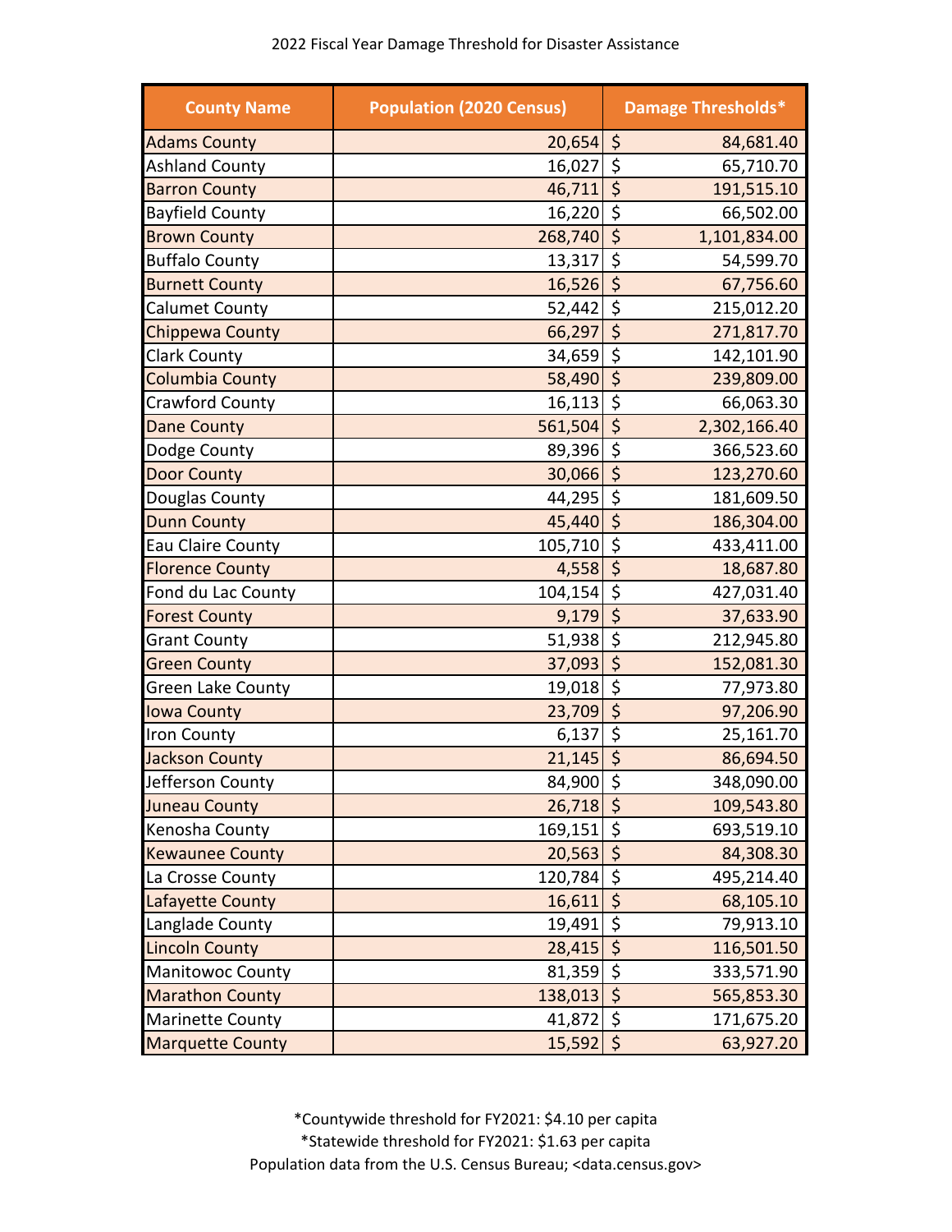2022 Fiscal Year Damage Threshold for Disaster Assistance

| County Name | Population (2020 Census) | Damage Thresholds* |
|---|---|---|
| Adams County | 20,654 | $ 84,681.40 |
| Ashland County | 16,027 | $ 65,710.70 |
| Barron County | 46,711 | $ 191,515.10 |
| Bayfield County | 16,220 | $ 66,502.00 |
| Brown County | 268,740 | $ 1,101,834.00 |
| Buffalo County | 13,317 | $ 54,599.70 |
| Burnett County | 16,526 | $ 67,756.60 |
| Calumet County | 52,442 | $ 215,012.20 |
| Chippewa County | 66,297 | $ 271,817.70 |
| Clark County | 34,659 | $ 142,101.90 |
| Columbia County | 58,490 | $ 239,809.00 |
| Crawford County | 16,113 | $ 66,063.30 |
| Dane County | 561,504 | $ 2,302,166.40 |
| Dodge County | 89,396 | $ 366,523.60 |
| Door County | 30,066 | $ 123,270.60 |
| Douglas County | 44,295 | $ 181,609.50 |
| Dunn County | 45,440 | $ 186,304.00 |
| Eau Claire County | 105,710 | $ 433,411.00 |
| Florence County | 4,558 | $ 18,687.80 |
| Fond du Lac County | 104,154 | $ 427,031.40 |
| Forest County | 9,179 | $ 37,633.90 |
| Grant County | 51,938 | $ 212,945.80 |
| Green County | 37,093 | $ 152,081.30 |
| Green Lake County | 19,018 | $ 77,973.80 |
| Iowa County | 23,709 | $ 97,206.90 |
| Iron County | 6,137 | $ 25,161.70 |
| Jackson County | 21,145 | $ 86,694.50 |
| Jefferson County | 84,900 | $ 348,090.00 |
| Juneau County | 26,718 | $ 109,543.80 |
| Kenosha County | 169,151 | $ 693,519.10 |
| Kewaunee County | 20,563 | $ 84,308.30 |
| La Crosse County | 120,784 | $ 495,214.40 |
| Lafayette County | 16,611 | $ 68,105.10 |
| Langlade County | 19,491 | $ 79,913.10 |
| Lincoln County | 28,415 | $ 116,501.50 |
| Manitowoc County | 81,359 | $ 333,571.90 |
| Marathon County | 138,013 | $ 565,853.30 |
| Marinette County | 41,872 | $ 171,675.20 |
| Marquette County | 15,592 | $ 63,927.20 |

*Countywide threshold for FY2021: $4.10 per capita

*Statewide threshold for FY2021: $1.63 per capita

Population data from the U.S. Census Bureau; <data.census.gov>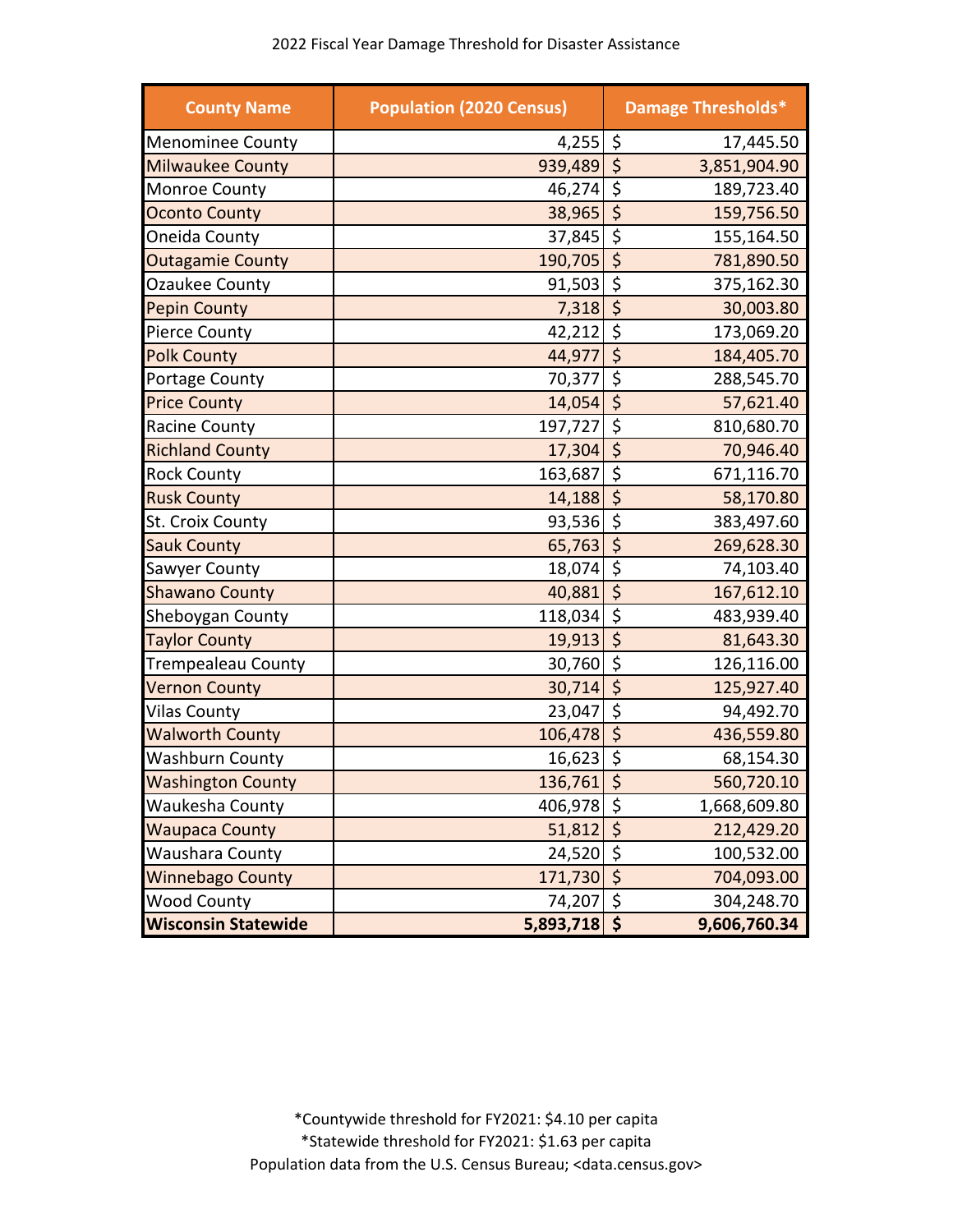2022 Fiscal Year Damage Threshold for Disaster Assistance

| County Name | Population (2020 Census) | Damage Thresholds* |
|---|---|---|
| Menominee County | 4,255 | $ 17,445.50 |
| Milwaukee County | 939,489 | $ 3,851,904.90 |
| Monroe County | 46,274 | $ 189,723.40 |
| Oconto County | 38,965 | $ 159,756.50 |
| Oneida County | 37,845 | $ 155,164.50 |
| Outagamie County | 190,705 | $ 781,890.50 |
| Ozaukee County | 91,503 | $ 375,162.30 |
| Pepin County | 7,318 | $ 30,003.80 |
| Pierce County | 42,212 | $ 173,069.20 |
| Polk County | 44,977 | $ 184,405.70 |
| Portage County | 70,377 | $ 288,545.70 |
| Price County | 14,054 | $ 57,621.40 |
| Racine County | 197,727 | $ 810,680.70 |
| Richland County | 17,304 | $ 70,946.40 |
| Rock County | 163,687 | $ 671,116.70 |
| Rusk County | 14,188 | $ 58,170.80 |
| St. Croix County | 93,536 | $ 383,497.60 |
| Sauk County | 65,763 | $ 269,628.30 |
| Sawyer County | 18,074 | $ 74,103.40 |
| Shawano County | 40,881 | $ 167,612.10 |
| Sheboygan County | 118,034 | $ 483,939.40 |
| Taylor County | 19,913 | $ 81,643.30 |
| Trempealeau County | 30,760 | $ 126,116.00 |
| Vernon County | 30,714 | $ 125,927.40 |
| Vilas County | 23,047 | $ 94,492.70 |
| Walworth County | 106,478 | $ 436,559.80 |
| Washburn County | 16,623 | $ 68,154.30 |
| Washington County | 136,761 | $ 560,720.10 |
| Waukesha County | 406,978 | $ 1,668,609.80 |
| Waupaca County | 51,812 | $ 212,429.20 |
| Waushara County | 24,520 | $ 100,532.00 |
| Winnebago County | 171,730 | $ 704,093.00 |
| Wood County | 74,207 | $ 304,248.70 |
| **Wisconsin Statewide** | **5,893,718** | **$ 9,606,760.34** |

*Countywide threshold for FY2021: $4.10 per capita

*Statewide threshold for FY2021: $1.63 per capita

Population data from the U.S. Census Bureau; <data.census.gov>